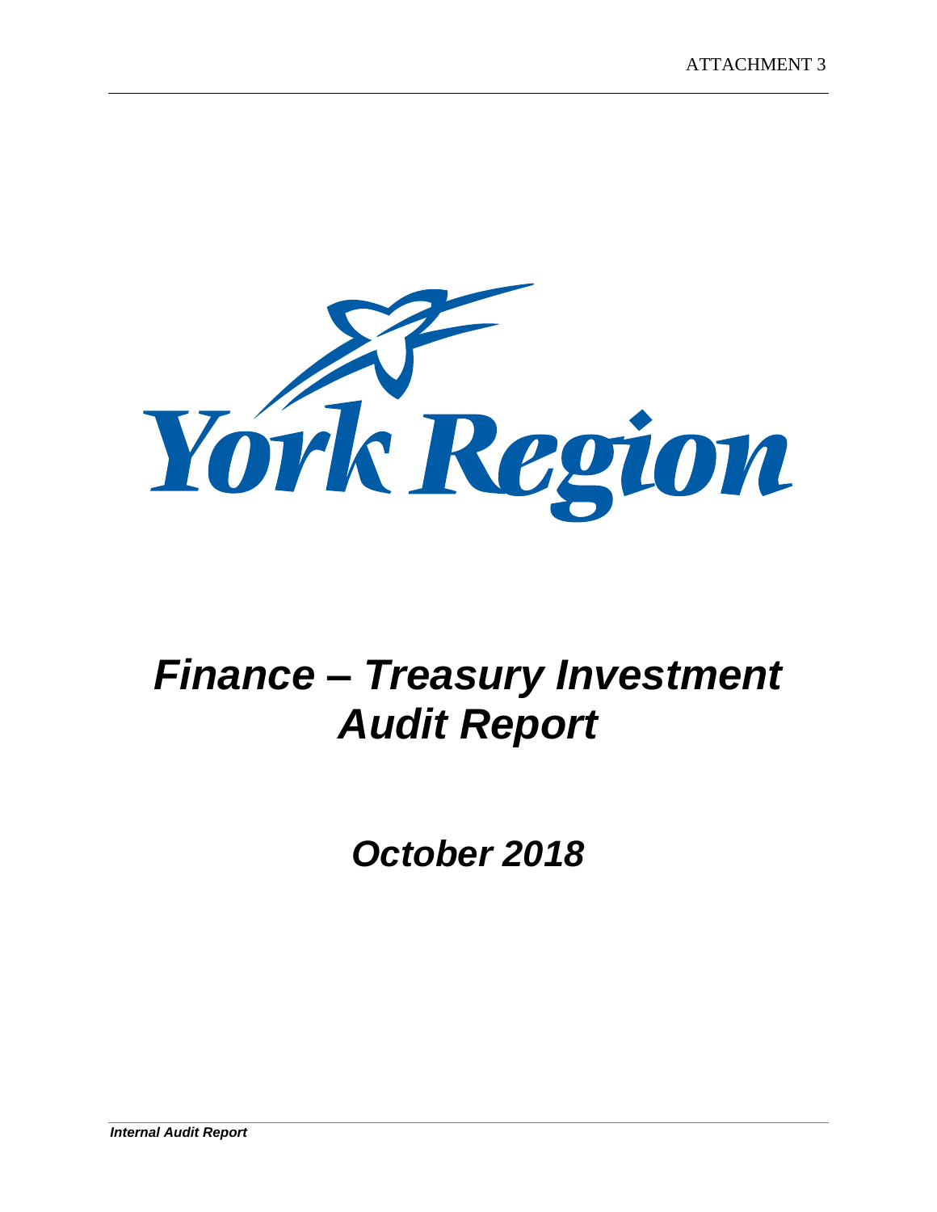ATTACHMENT 3

York Region

# *Finance – Treasury Investment Audit Report*

## *October 2018*

***Internal Audit Report***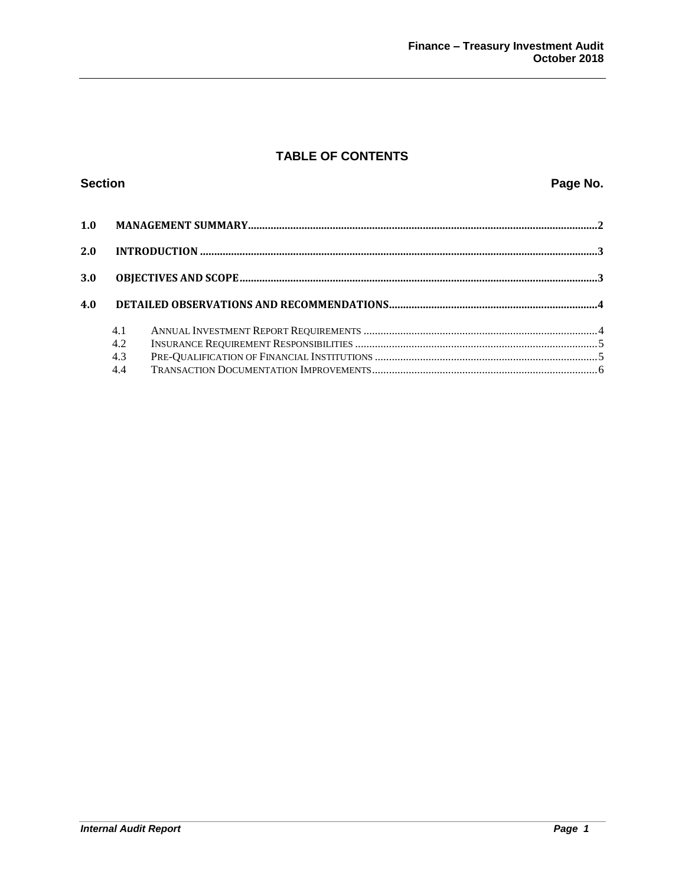# TABLE OF CONTENTS

| Section | | Page No. |
|---|---|---|
| **1.0** | **MANAGEMENT SUMMARY** | **2** |
| **2.0** | **INTRODUCTION** | **3** |
| **3.0** | **OBJECTIVES AND SCOPE** | **3** |
| **4.0** | **DETAILED OBSERVATIONS AND RECOMMENDATIONS** | **4** |
| 4.1 | ANNUAL INVESTMENT REPORT REQUIREMENTS | 4 |
| 4.2 | INSURANCE REQUIREMENT RESPONSIBILITIES | 5 |
| 4.3 | PRE-QUALIFICATION OF FINANCIAL INSTITUTIONS | 5 |
| 4.4 | TRANSACTION DOCUMENTATION IMPROVEMENTS | 6 |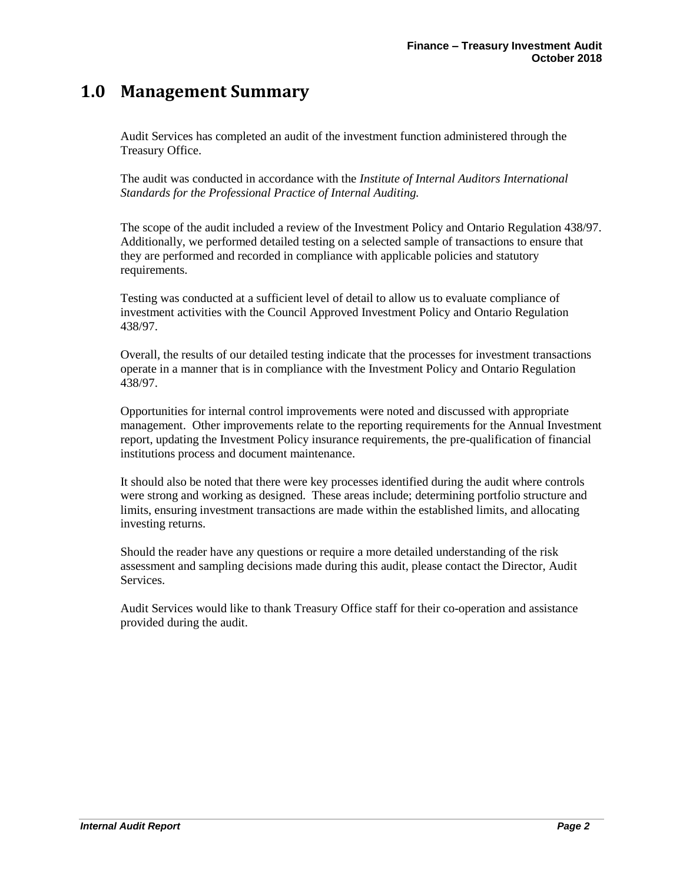# 1.0 Management Summary

Audit Services has completed an audit of the investment function administered through the Treasury Office.

The audit was conducted in accordance with the *Institute of Internal Auditors International Standards for the Professional Practice of Internal Auditing.*

The scope of the audit included a review of the Investment Policy and Ontario Regulation 438/97. Additionally, we performed detailed testing on a selected sample of transactions to ensure that they are performed and recorded in compliance with applicable policies and statutory requirements.

Testing was conducted at a sufficient level of detail to allow us to evaluate compliance of investment activities with the Council Approved Investment Policy and Ontario Regulation 438/97.

Overall, the results of our detailed testing indicate that the processes for investment transactions operate in a manner that is in compliance with the Investment Policy and Ontario Regulation 438/97.

Opportunities for internal control improvements were noted and discussed with appropriate management. Other improvements relate to the reporting requirements for the Annual Investment report, updating the Investment Policy insurance requirements, the pre-qualification of financial institutions process and document maintenance.

It should also be noted that there were key processes identified during the audit where controls were strong and working as designed. These areas include; determining portfolio structure and limits, ensuring investment transactions are made within the established limits, and allocating investing returns.

Should the reader have any questions or require a more detailed understanding of the risk assessment and sampling decisions made during this audit, please contact the Director, Audit Services.

Audit Services would like to thank Treasury Office staff for their co-operation and assistance provided during the audit.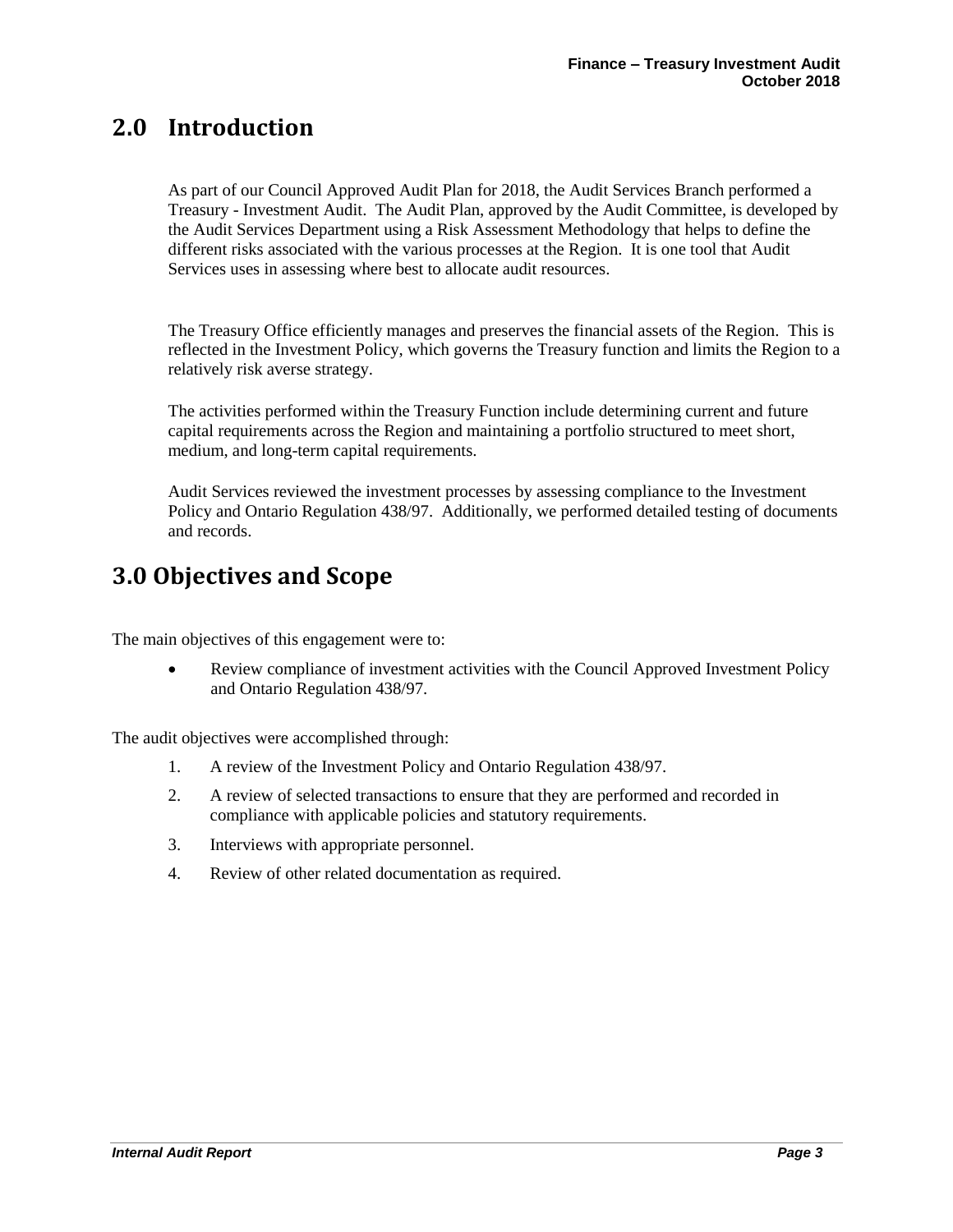## 2.0 Introduction

As part of our Council Approved Audit Plan for 2018, the Audit Services Branch performed a Treasury - Investment Audit. The Audit Plan, approved by the Audit Committee, is developed by the Audit Services Department using a Risk Assessment Methodology that helps to define the different risks associated with the various processes at the Region. It is one tool that Audit Services uses in assessing where best to allocate audit resources.

The Treasury Office efficiently manages and preserves the financial assets of the Region. This is reflected in the Investment Policy, which governs the Treasury function and limits the Region to a relatively risk averse strategy.

The activities performed within the Treasury Function include determining current and future capital requirements across the Region and maintaining a portfolio structured to meet short, medium, and long-term capital requirements.

Audit Services reviewed the investment processes by assessing compliance to the Investment Policy and Ontario Regulation 438/97. Additionally, we performed detailed testing of documents and records.

## 3.0 Objectives and Scope

The main objectives of this engagement were to:

- Review compliance of investment activities with the Council Approved Investment Policy and Ontario Regulation 438/97.

The audit objectives were accomplished through:

1. A review of the Investment Policy and Ontario Regulation 438/97.
2. A review of selected transactions to ensure that they are performed and recorded in compliance with applicable policies and statutory requirements.
3. Interviews with appropriate personnel.
4. Review of other related documentation as required.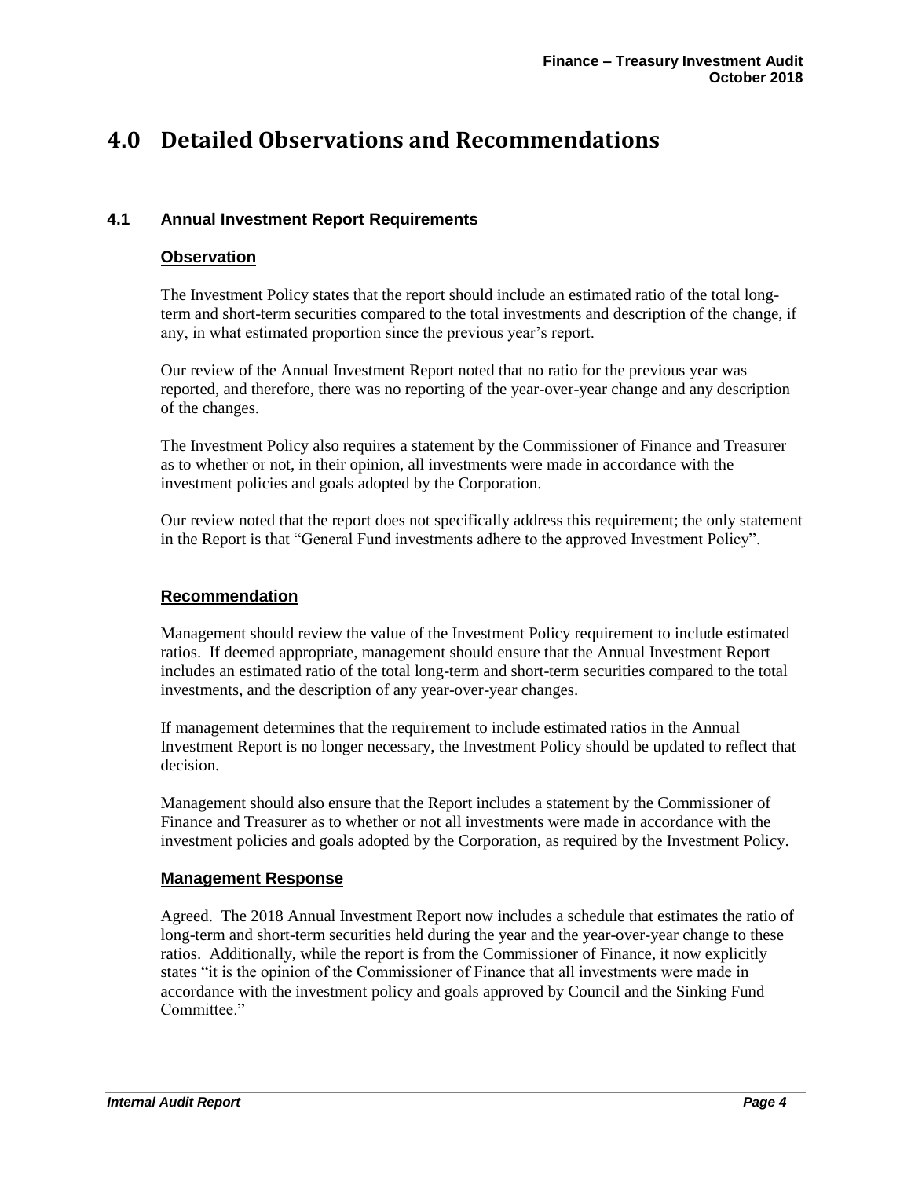# 4.0 Detailed Observations and Recommendations

## 4.1 Annual Investment Report Requirements

### Observation

The Investment Policy states that the report should include an estimated ratio of the total long-term and short-term securities compared to the total investments and description of the change, if any, in what estimated proportion since the previous year's report.

Our review of the Annual Investment Report noted that no ratio for the previous year was reported, and therefore, there was no reporting of the year-over-year change and any description of the changes.

The Investment Policy also requires a statement by the Commissioner of Finance and Treasurer as to whether or not, in their opinion, all investments were made in accordance with the investment policies and goals adopted by the Corporation.

Our review noted that the report does not specifically address this requirement; the only statement in the Report is that "General Fund investments adhere to the approved Investment Policy".

### Recommendation

Management should review the value of the Investment Policy requirement to include estimated ratios. If deemed appropriate, management should ensure that the Annual Investment Report includes an estimated ratio of the total long-term and short-term securities compared to the total investments, and the description of any year-over-year changes.

If management determines that the requirement to include estimated ratios in the Annual Investment Report is no longer necessary, the Investment Policy should be updated to reflect that decision.

Management should also ensure that the Report includes a statement by the Commissioner of Finance and Treasurer as to whether or not all investments were made in accordance with the investment policies and goals adopted by the Corporation, as required by the Investment Policy.

### Management Response

Agreed. The 2018 Annual Investment Report now includes a schedule that estimates the ratio of long-term and short-term securities held during the year and the year-over-year change to these ratios. Additionally, while the report is from the Commissioner of Finance, it now explicitly states "it is the opinion of the Commissioner of Finance that all investments were made in accordance with the investment policy and goals approved by Council and the Sinking Fund Committee."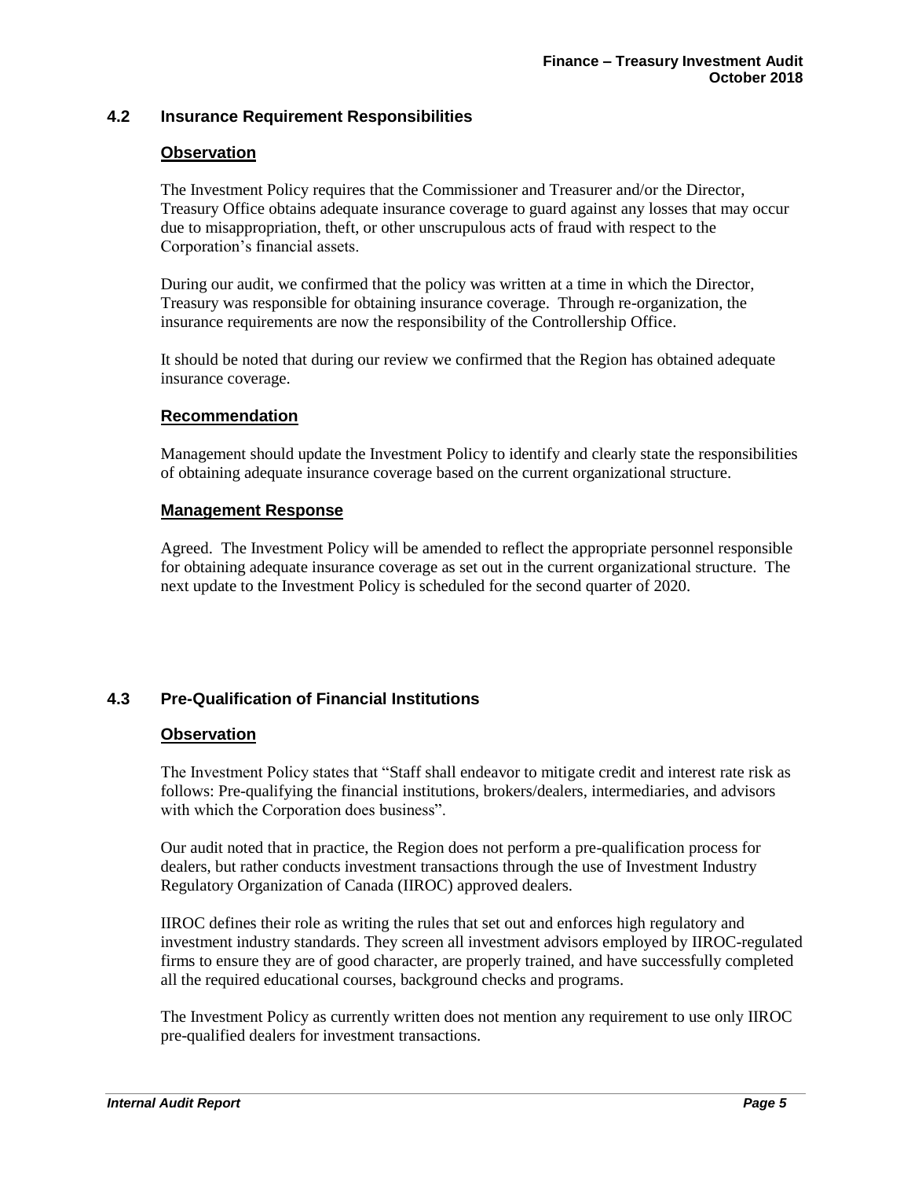## 4.2 Insurance Requirement Responsibilities

### Observation

The Investment Policy requires that the Commissioner and Treasurer and/or the Director, Treasury Office obtains adequate insurance coverage to guard against any losses that may occur due to misappropriation, theft, or other unscrupulous acts of fraud with respect to the Corporation's financial assets.

During our audit, we confirmed that the policy was written at a time in which the Director, Treasury was responsible for obtaining insurance coverage. Through re-organization, the insurance requirements are now the responsibility of the Controllership Office.

It should be noted that during our review we confirmed that the Region has obtained adequate insurance coverage.

### Recommendation

Management should update the Investment Policy to identify and clearly state the responsibilities of obtaining adequate insurance coverage based on the current organizational structure.

### Management Response

Agreed. The Investment Policy will be amended to reflect the appropriate personnel responsible for obtaining adequate insurance coverage as set out in the current organizational structure. The next update to the Investment Policy is scheduled for the second quarter of 2020.

## 4.3 Pre-Qualification of Financial Institutions

### Observation

The Investment Policy states that "Staff shall endeavor to mitigate credit and interest rate risk as follows: Pre-qualifying the financial institutions, brokers/dealers, intermediaries, and advisors with which the Corporation does business".

Our audit noted that in practice, the Region does not perform a pre-qualification process for dealers, but rather conducts investment transactions through the use of Investment Industry Regulatory Organization of Canada (IIROC) approved dealers.

IIROC defines their role as writing the rules that set out and enforces high regulatory and investment industry standards. They screen all investment advisors employed by IIROC-regulated firms to ensure they are of good character, are properly trained, and have successfully completed all the required educational courses, background checks and programs.

The Investment Policy as currently written does not mention any requirement to use only IIROC pre-qualified dealers for investment transactions.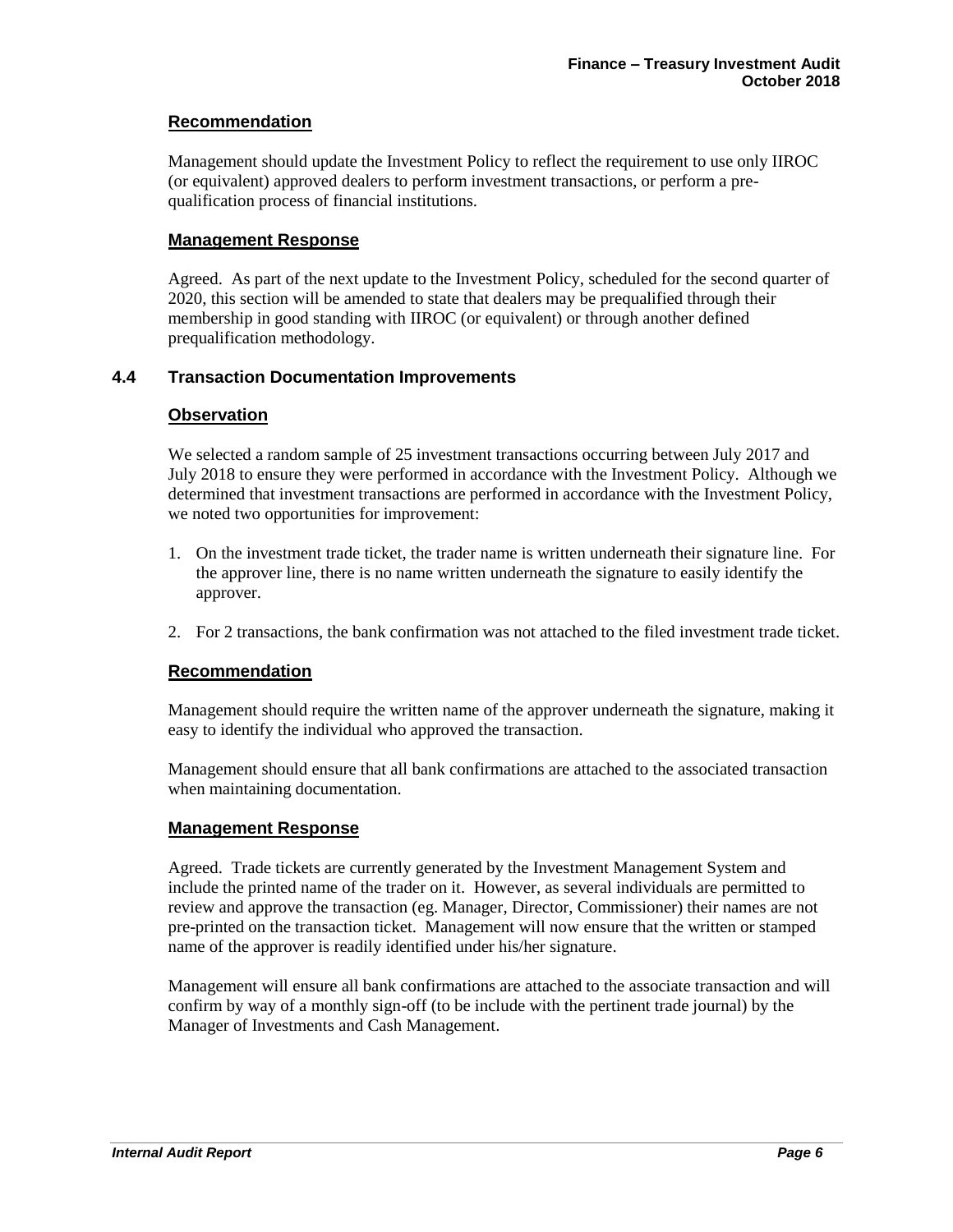#### Recommendation

Management should update the Investment Policy to reflect the requirement to use only IIROC (or equivalent) approved dealers to perform investment transactions, or perform a pre-qualification process of financial institutions.

#### Management Response

Agreed. As part of the next update to the Investment Policy, scheduled for the second quarter of 2020, this section will be amended to state that dealers may be prequalified through their membership in good standing with IIROC (or equivalent) or through another defined prequalification methodology.

### 4.4 Transaction Documentation Improvements

#### Observation

We selected a random sample of 25 investment transactions occurring between July 2017 and July 2018 to ensure they were performed in accordance with the Investment Policy. Although we determined that investment transactions are performed in accordance with the Investment Policy, we noted two opportunities for improvement:

1. On the investment trade ticket, the trader name is written underneath their signature line. For the approver line, there is no name written underneath the signature to easily identify the approver.
2. For 2 transactions, the bank confirmation was not attached to the filed investment trade ticket.

#### Recommendation

Management should require the written name of the approver underneath the signature, making it easy to identify the individual who approved the transaction.

Management should ensure that all bank confirmations are attached to the associated transaction when maintaining documentation.

#### Management Response

Agreed. Trade tickets are currently generated by the Investment Management System and include the printed name of the trader on it. However, as several individuals are permitted to review and approve the transaction (eg. Manager, Director, Commissioner) their names are not pre-printed on the transaction ticket. Management will now ensure that the written or stamped name of the approver is readily identified under his/her signature.

Management will ensure all bank confirmations are attached to the associate transaction and will confirm by way of a monthly sign-off (to be include with the pertinent trade journal) by the Manager of Investments and Cash Management.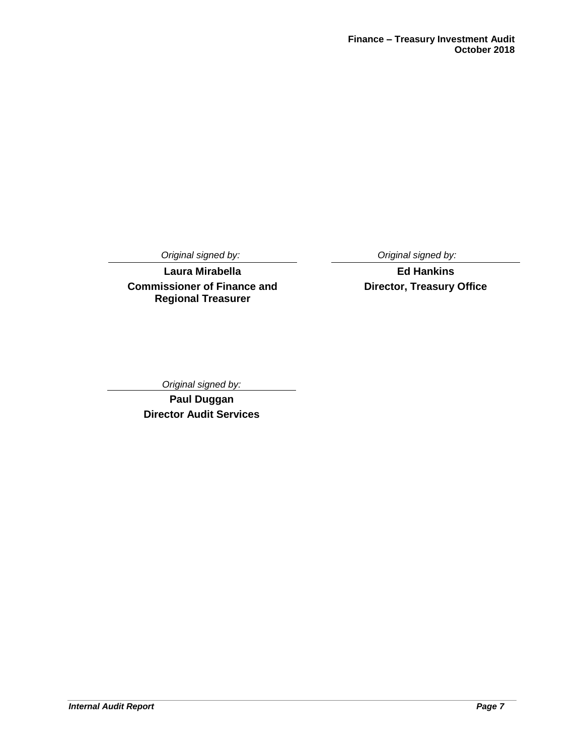*Original signed by:*

**Laura Mirabella**
**Commissioner of Finance and Regional Treasurer**

*Original signed by:*

**Ed Hankins**
**Director, Treasury Office**

*Original signed by:*

**Paul Duggan**
**Director Audit Services**